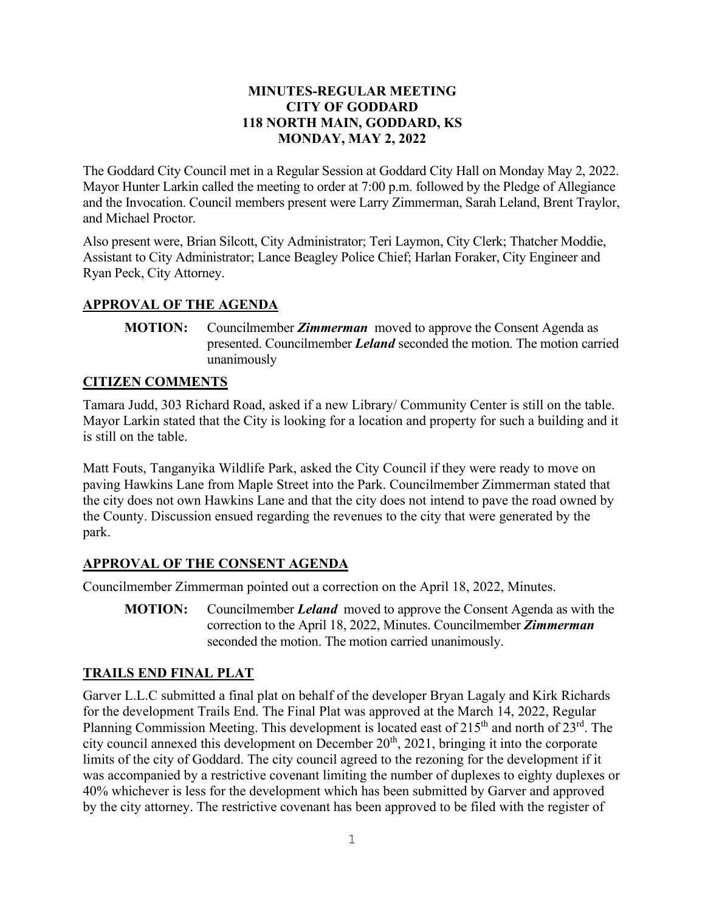# MINUTES-REGULAR MEETING
# CITY OF GODDARD
# 118 NORTH MAIN, GODDARD, KS
# MONDAY, MAY 2, 2022

The Goddard City Council met in a Regular Session at Goddard City Hall on Monday May 2, 2022. Mayor Hunter Larkin called the meeting to order at 7:00 p.m. followed by the Pledge of Allegiance and the Invocation. Council members present were Larry Zimmerman, Sarah Leland, Brent Traylor, and Michael Proctor.

Also present were, Brian Silcott, City Administrator; Teri Laymon, City Clerk; Thatcher Moddie, Assistant to City Administrator; Lance Beagley Police Chief; Harlan Foraker, City Engineer and Ryan Peck, City Attorney.

## APPROVAL OF THE AGENDA

**MOTION:** Councilmember ***Zimmerman*** moved to approve the Consent Agenda as presented. Councilmember ***Leland*** seconded the motion. The motion carried unanimously

## CITIZEN COMMENTS

Tamara Judd, 303 Richard Road, asked if a new Library/ Community Center is still on the table. Mayor Larkin stated that the City is looking for a location and property for such a building and it is still on the table.

Matt Fouts, Tanganyika Wildlife Park, asked the City Council if they were ready to move on paving Hawkins Lane from Maple Street into the Park. Councilmember Zimmerman stated that the city does not own Hawkins Lane and that the city does not intend to pave the road owned by the County. Discussion ensued regarding the revenues to the city that were generated by the park.

## APPROVAL OF THE CONSENT AGENDA

Councilmember Zimmerman pointed out a correction on the April 18, 2022, Minutes.

**MOTION:** Councilmember ***Leland*** moved to approve the Consent Agenda as with the correction to the April 18, 2022, Minutes. Councilmember ***Zimmerman*** seconded the motion. The motion carried unanimously.

## TRAILS END FINAL PLAT

Garver L.L.C submitted a final plat on behalf of the developer Bryan Lagaly and Kirk Richards for the development Trails End. The Final Plat was approved at the March 14, 2022, Regular Planning Commission Meeting. This development is located east of 215th and north of 23rd. The city council annexed this development on December 20th, 2021, bringing it into the corporate limits of the city of Goddard. The city council agreed to the rezoning for the development if it was accompanied by a restrictive covenant limiting the number of duplexes to eighty duplexes or 40% whichever is less for the development which has been submitted by Garver and approved by the city attorney. The restrictive covenant has been approved to be filed with the register of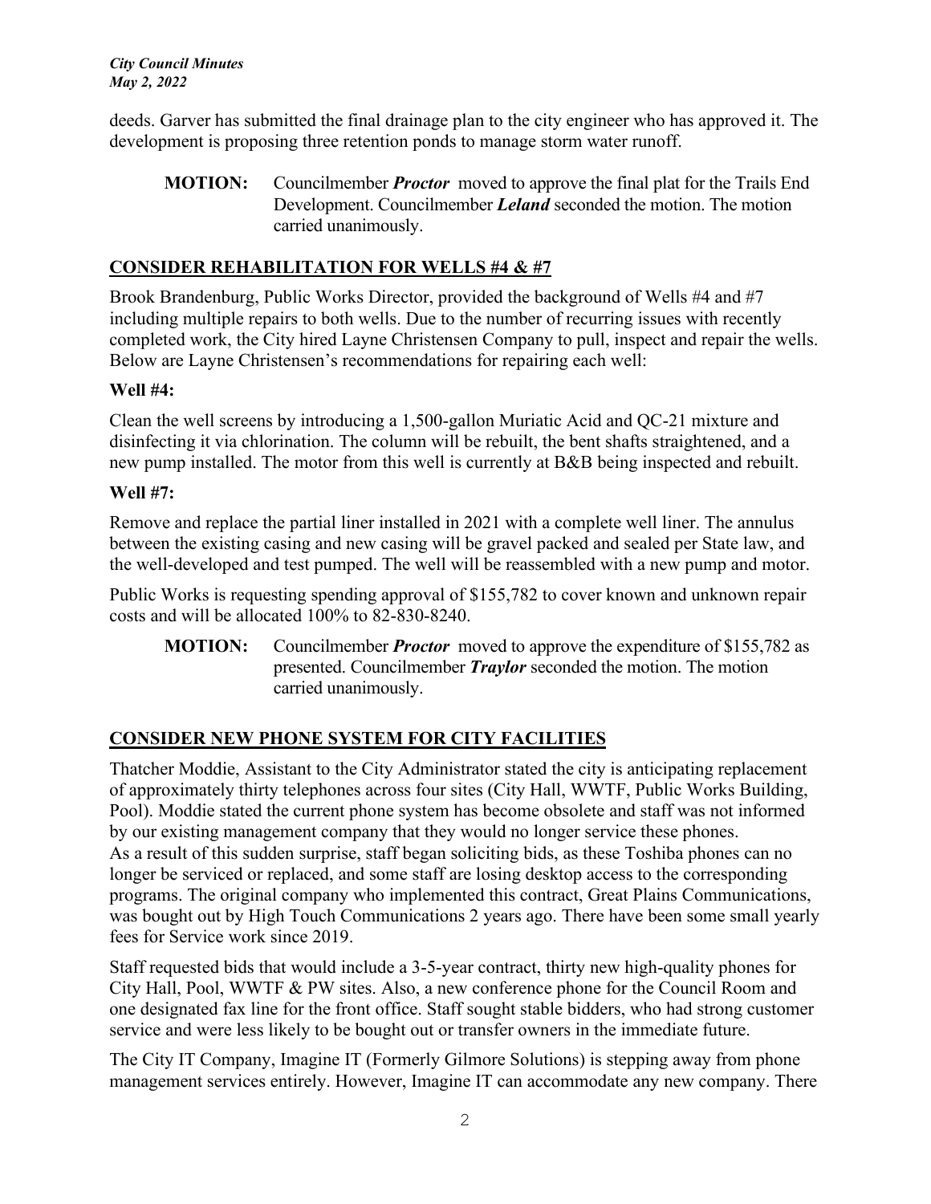deeds. Garver has submitted the final drainage plan to the city engineer who has approved it. The development is proposing three retention ponds to manage storm water runoff.

> **MOTION:** Councilmember ***Proctor*** moved to approve the final plat for the Trails End Development. Councilmember ***Leland*** seconded the motion. The motion carried unanimously.

## CONSIDER REHABILITATION FOR WELLS #4 & #7

Brook Brandenburg, Public Works Director, provided the background of Wells #4 and #7 including multiple repairs to both wells. Due to the number of recurring issues with recently completed work, the City hired Layne Christensen Company to pull, inspect and repair the wells. Below are Layne Christensen's recommendations for repairing each well:

**Well #4:**

Clean the well screens by introducing a 1,500-gallon Muriatic Acid and QC-21 mixture and disinfecting it via chlorination. The column will be rebuilt, the bent shafts straightened, and a new pump installed. The motor from this well is currently at B&B being inspected and rebuilt.

**Well #7:**

Remove and replace the partial liner installed in 2021 with a complete well liner. The annulus between the existing casing and new casing will be gravel packed and sealed per State law, and the well-developed and test pumped. The well will be reassembled with a new pump and motor.

Public Works is requesting spending approval of $155,782 to cover known and unknown repair costs and will be allocated 100% to 82-830-8240.

> **MOTION:** Councilmember ***Proctor*** moved to approve the expenditure of $155,782 as presented. Councilmember ***Traylor*** seconded the motion. The motion carried unanimously.

## CONSIDER NEW PHONE SYSTEM FOR CITY FACILITIES

Thatcher Moddie, Assistant to the City Administrator stated the city is anticipating replacement of approximately thirty telephones across four sites (City Hall, WWTF, Public Works Building, Pool). Moddie stated the current phone system has become obsolete and staff was not informed by our existing management company that they would no longer service these phones.
As a result of this sudden surprise, staff began soliciting bids, as these Toshiba phones can no longer be serviced or replaced, and some staff are losing desktop access to the corresponding programs. The original company who implemented this contract, Great Plains Communications, was bought out by High Touch Communications 2 years ago. There have been some small yearly fees for Service work since 2019.

Staff requested bids that would include a 3-5-year contract, thirty new high-quality phones for City Hall, Pool, WWTF & PW sites. Also, a new conference phone for the Council Room and one designated fax line for the front office. Staff sought stable bidders, who had strong customer service and were less likely to be bought out or transfer owners in the immediate future.

The City IT Company, Imagine IT (Formerly Gilmore Solutions) is stepping away from phone management services entirely. However, Imagine IT can accommodate any new company. There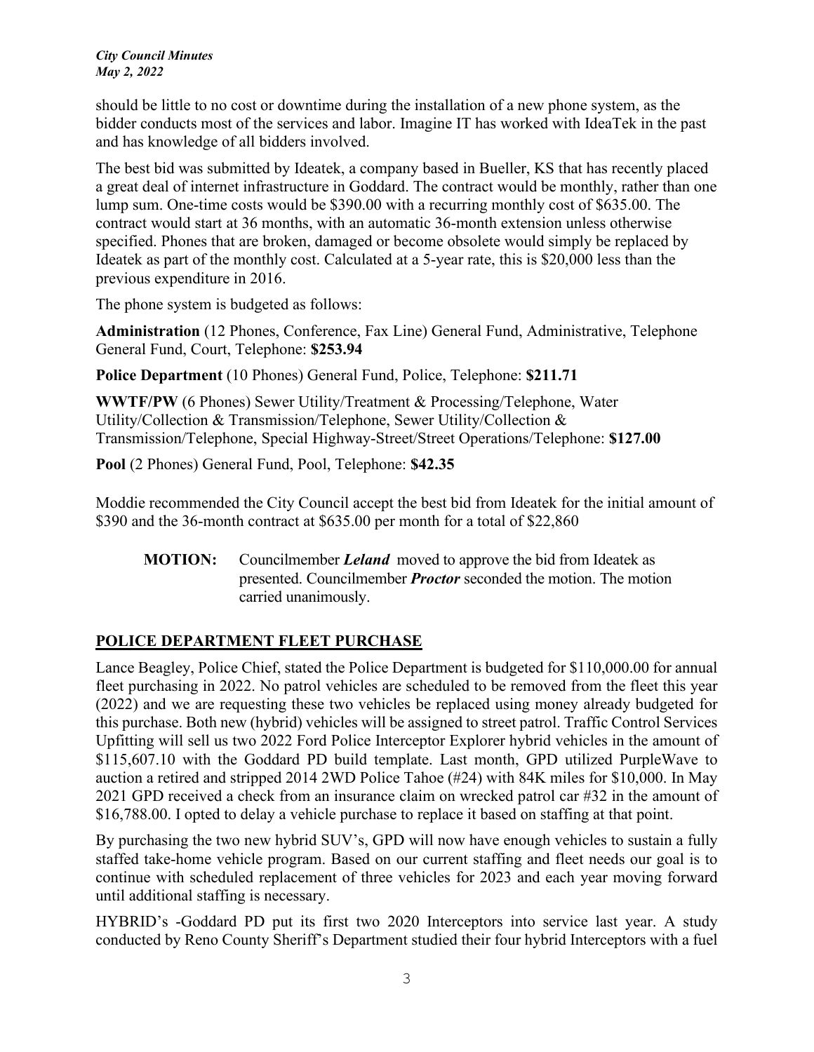should be little to no cost or downtime during the installation of a new phone system, as the bidder conducts most of the services and labor. Imagine IT has worked with IdeaTek in the past and has knowledge of all bidders involved.

The best bid was submitted by Ideatek, a company based in Bueller, KS that has recently placed a great deal of internet infrastructure in Goddard. The contract would be monthly, rather than one lump sum. One-time costs would be $390.00 with a recurring monthly cost of $635.00. The contract would start at 36 months, with an automatic 36-month extension unless otherwise specified. Phones that are broken, damaged or become obsolete would simply be replaced by Ideatek as part of the monthly cost. Calculated at a 5-year rate, this is $20,000 less than the previous expenditure in 2016.

The phone system is budgeted as follows:

**Administration** (12 Phones, Conference, Fax Line) General Fund, Administrative, Telephone General Fund, Court, Telephone: **$253.94**

**Police Department** (10 Phones) General Fund, Police, Telephone: **$211.71**

**WWTF/PW** (6 Phones) Sewer Utility/Treatment & Processing/Telephone, Water Utility/Collection & Transmission/Telephone, Sewer Utility/Collection & Transmission/Telephone, Special Highway-Street/Street Operations/Telephone: **$127.00**

**Pool** (2 Phones) General Fund, Pool, Telephone: **$42.35**

Moddie recommended the City Council accept the best bid from Ideatek for the initial amount of $390 and the 36-month contract at $635.00 per month for a total of $22,860

> **MOTION:** Councilmember ***Leland*** moved to approve the bid from Ideatek as presented. Councilmember ***Proctor*** seconded the motion. The motion carried unanimously.

## POLICE DEPARTMENT FLEET PURCHASE

Lance Beagley, Police Chief, stated the Police Department is budgeted for $110,000.00 for annual fleet purchasing in 2022. No patrol vehicles are scheduled to be removed from the fleet this year (2022) and we are requesting these two vehicles be replaced using money already budgeted for this purchase. Both new (hybrid) vehicles will be assigned to street patrol. Traffic Control Services Upfitting will sell us two 2022 Ford Police Interceptor Explorer hybrid vehicles in the amount of $115,607.10 with the Goddard PD build template. Last month, GPD utilized PurpleWave to auction a retired and stripped 2014 2WD Police Tahoe (#24) with 84K miles for $10,000. In May 2021 GPD received a check from an insurance claim on wrecked patrol car #32 in the amount of $16,788.00. I opted to delay a vehicle purchase to replace it based on staffing at that point.

By purchasing the two new hybrid SUV's, GPD will now have enough vehicles to sustain a fully staffed take-home vehicle program. Based on our current staffing and fleet needs our goal is to continue with scheduled replacement of three vehicles for 2023 and each year moving forward until additional staffing is necessary.

HYBRID's -Goddard PD put its first two 2020 Interceptors into service last year. A study conducted by Reno County Sheriff's Department studied their four hybrid Interceptors with a fuel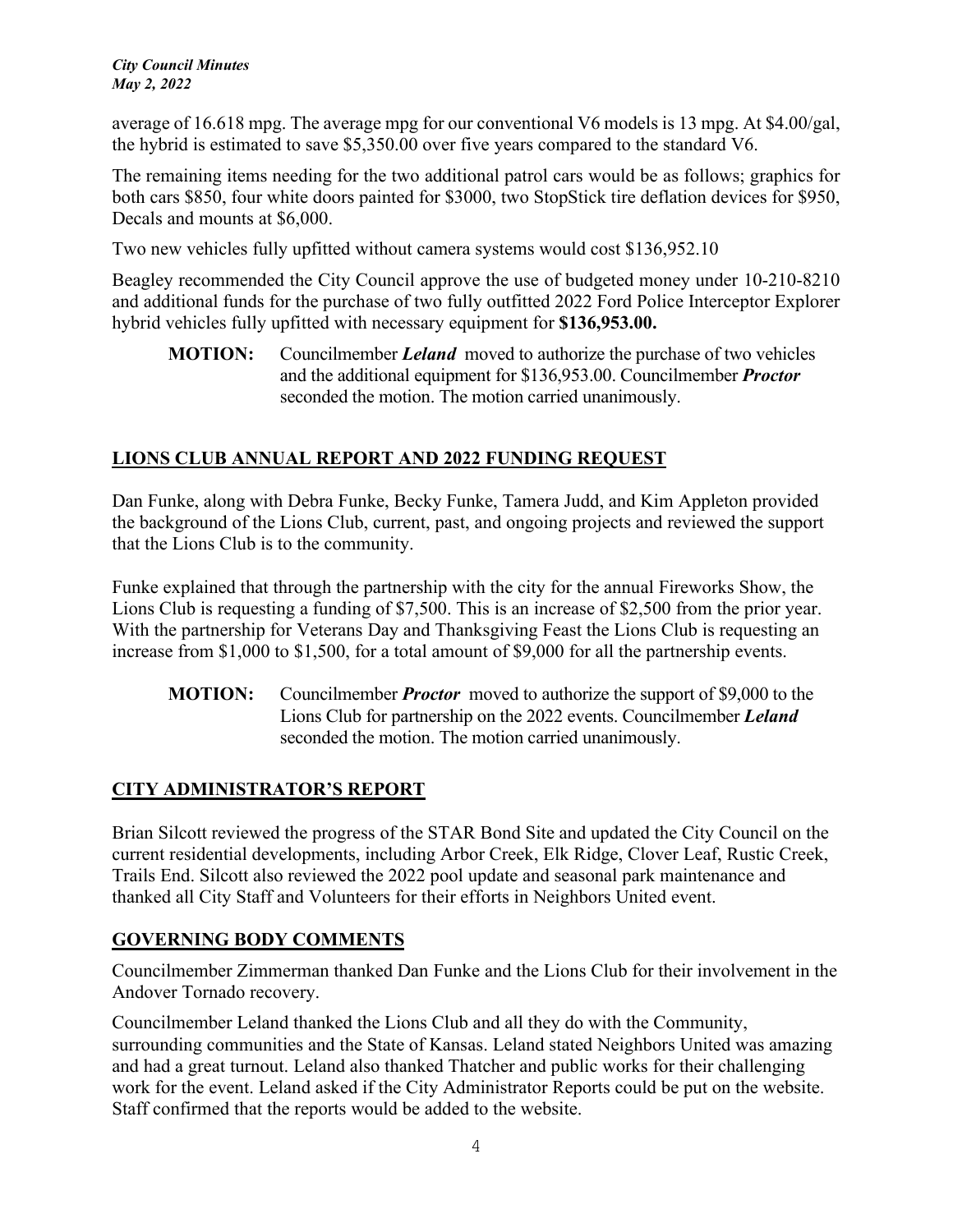average of 16.618 mpg. The average mpg for our conventional V6 models is 13 mpg. At $4.00/gal, the hybrid is estimated to save $5,350.00 over five years compared to the standard V6.

The remaining items needing for the two additional patrol cars would be as follows; graphics for both cars $850, four white doors painted for $3000, two StopStick tire deflation devices for $950, Decals and mounts at $6,000.

Two new vehicles fully upfitted without camera systems would cost $136,952.10

Beagley recommended the City Council approve the use of budgeted money under 10-210-8210 and additional funds for the purchase of two fully outfitted 2022 Ford Police Interceptor Explorer hybrid vehicles fully upfitted with necessary equipment for **$136,953.00.**

> **MOTION:** Councilmember ***Leland*** moved to authorize the purchase of two vehicles and the additional equipment for $136,953.00. Councilmember ***Proctor*** seconded the motion. The motion carried unanimously.

## LIONS CLUB ANNUAL REPORT AND 2022 FUNDING REQUEST

Dan Funke, along with Debra Funke, Becky Funke, Tamera Judd, and Kim Appleton provided the background of the Lions Club, current, past, and ongoing projects and reviewed the support that the Lions Club is to the community.

Funke explained that through the partnership with the city for the annual Fireworks Show, the Lions Club is requesting a funding of $7,500. This is an increase of $2,500 from the prior year. With the partnership for Veterans Day and Thanksgiving Feast the Lions Club is requesting an increase from $1,000 to $1,500, for a total amount of $9,000 for all the partnership events.

> **MOTION:** Councilmember ***Proctor*** moved to authorize the support of $9,000 to the Lions Club for partnership on the 2022 events. Councilmember ***Leland*** seconded the motion. The motion carried unanimously.

## CITY ADMINISTRATOR'S REPORT

Brian Silcott reviewed the progress of the STAR Bond Site and updated the City Council on the current residential developments, including Arbor Creek, Elk Ridge, Clover Leaf, Rustic Creek, Trails End. Silcott also reviewed the 2022 pool update and seasonal park maintenance and thanked all City Staff and Volunteers for their efforts in Neighbors United event.

## GOVERNING BODY COMMENTS

Councilmember Zimmerman thanked Dan Funke and the Lions Club for their involvement in the Andover Tornado recovery.

Councilmember Leland thanked the Lions Club and all they do with the Community, surrounding communities and the State of Kansas. Leland stated Neighbors United was amazing and had a great turnout. Leland also thanked Thatcher and public works for their challenging work for the event. Leland asked if the City Administrator Reports could be put on the website. Staff confirmed that the reports would be added to the website.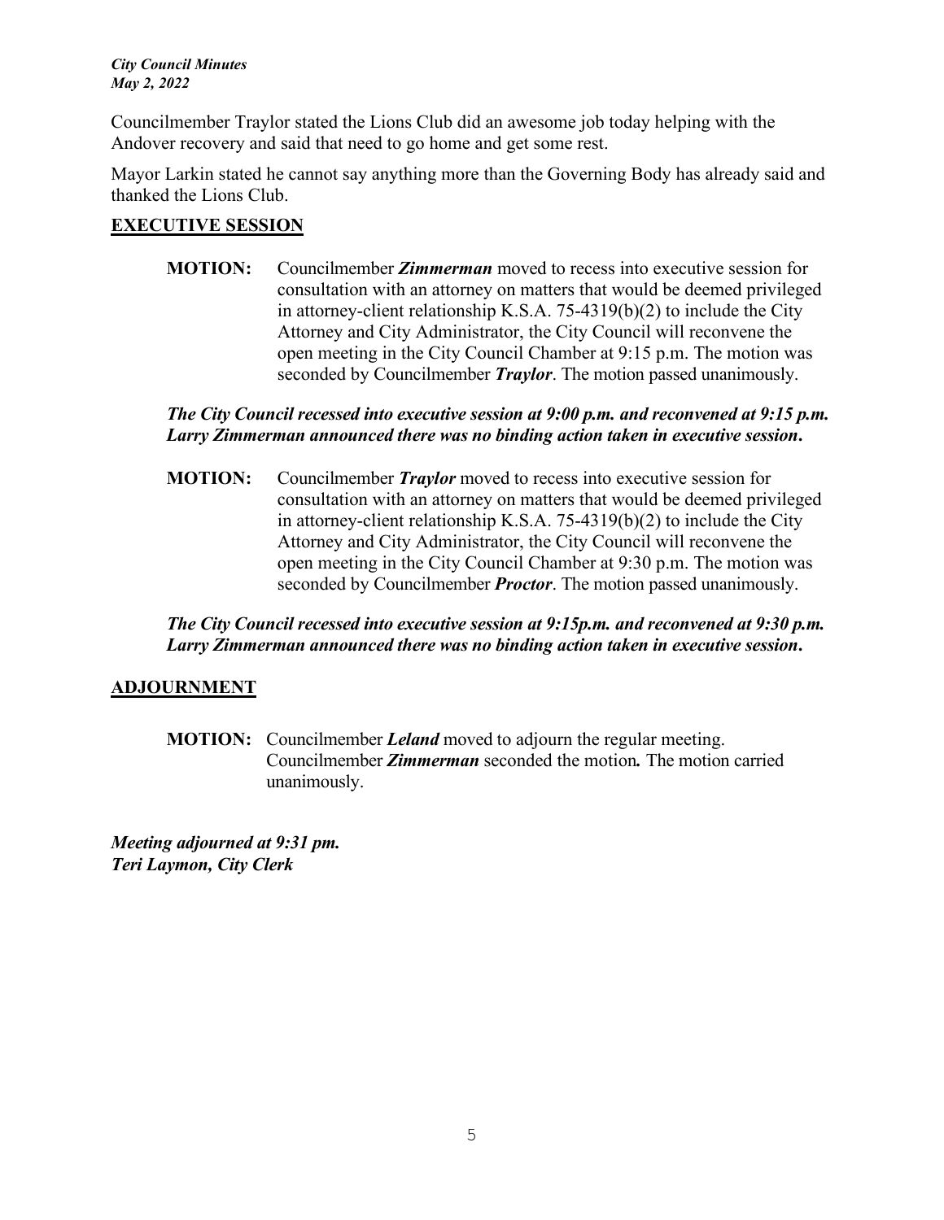Councilmember Traylor stated the Lions Club did an awesome job today helping with the Andover recovery and said that need to go home and get some rest.

Mayor Larkin stated he cannot say anything more than the Governing Body has already said and thanked the Lions Club.

## EXECUTIVE SESSION

> **MOTION:** Councilmember ***Zimmerman*** moved to recess into executive session for consultation with an attorney on matters that would be deemed privileged in attorney-client relationship K.S.A. 75-4319(b)(2) to include the City Attorney and City Administrator, the City Council will reconvene the open meeting in the City Council Chamber at 9:15 p.m. The motion was seconded by Councilmember ***Traylor***. The motion passed unanimously.

***The City Council recessed into executive session at 9:00 p.m. and reconvened at 9:15 p.m. Larry Zimmerman announced there was no binding action taken in executive session.***

> **MOTION:** Councilmember ***Traylor*** moved to recess into executive session for consultation with an attorney on matters that would be deemed privileged in attorney-client relationship K.S.A. 75-4319(b)(2) to include the City Attorney and City Administrator, the City Council will reconvene the open meeting in the City Council Chamber at 9:30 p.m. The motion was seconded by Councilmember ***Proctor***. The motion passed unanimously.

***The City Council recessed into executive session at 9:15p.m. and reconvened at 9:30 p.m. Larry Zimmerman announced there was no binding action taken in executive session.***

## ADJOURNMENT

> **MOTION:** Councilmember ***Leland*** moved to adjourn the regular meeting. Councilmember ***Zimmerman*** seconded the motion***.*** The motion carried unanimously.

***Meeting adjourned at 9:31 pm.***
***Teri Laymon, City Clerk***